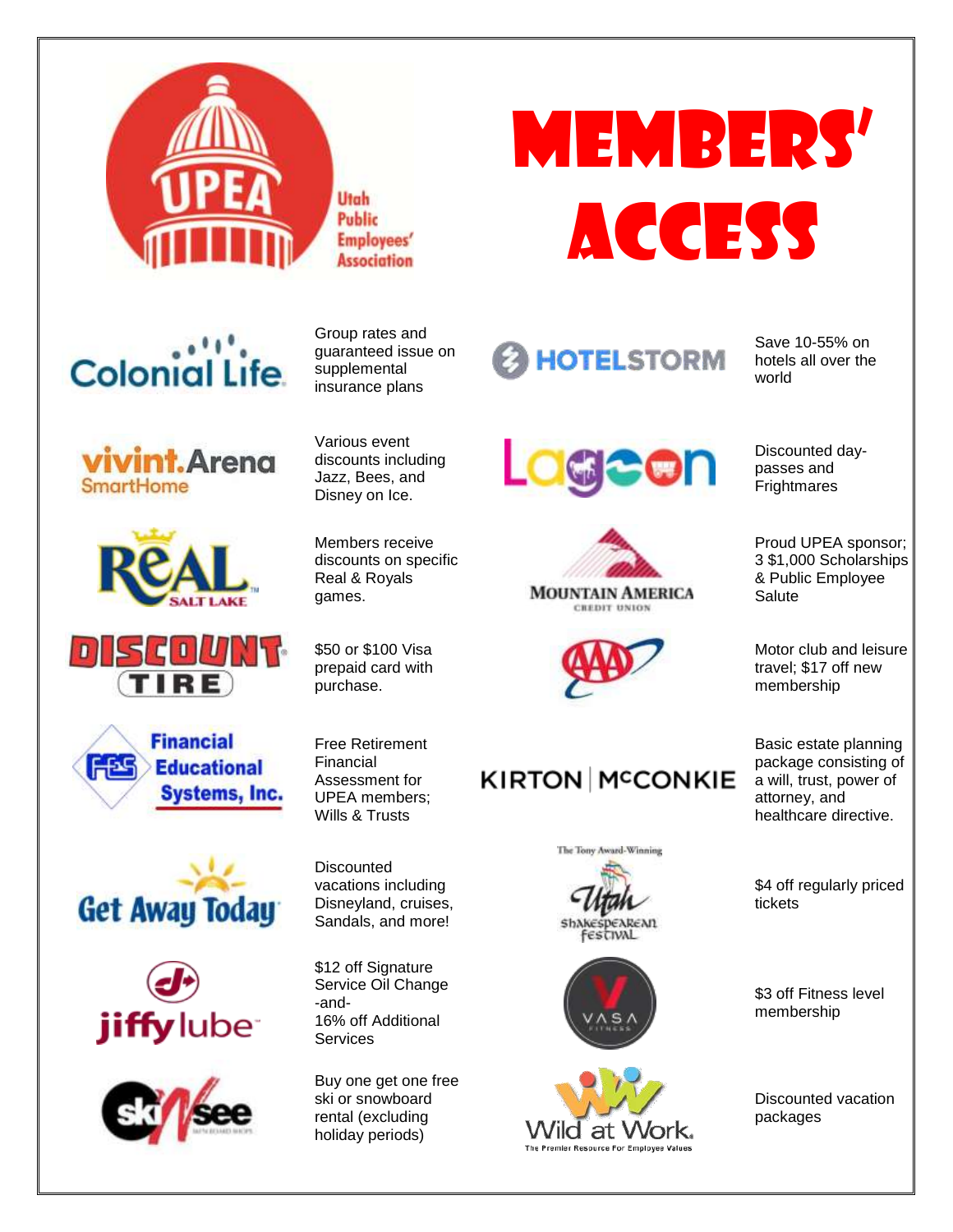Utah Public Employees' Association

# MEMBERS' ACCESS

| Vendor | Benefit | Vendor | Benefit |
|---|---|---|---|
| Colonial Life | Group rates and guaranteed issue on supplemental insurance plans | HOTELSTORM | Save 10-55% on hotels all over the world |
| vivint.Arena SmartHome | Various event discounts including Jazz, Bees, and Disney on Ice. | Lagoon | Discounted day-passes and Frightmares |
| Real Salt Lake | Members receive discounts on specific Real & Royals games. | Mountain America Credit Union | Proud UPEA sponsor; 3 $1,000 Scholarships & Public Employee Salute |
| Discount Tire | $50 or $100 Visa prepaid card with purchase. | AAA | Motor club and leisure travel; $17 off new membership |
| Financial Educational Systems, Inc. | Free Retirement Financial Assessment for UPEA members; Wills & Trusts | KIRTON McCONKIE | Basic estate planning package consisting of a will, trust, power of attorney, and healthcare directive. |
| Get Away Today | Discounted vacations including Disneyland, cruises, Sandals, and more! | The Tony Award-Winning Utah Shakespearean Festival | $4 off regularly priced tickets |
| jiffy lube | $12 off Signature Service Oil Change -and- 16% off Additional Services | VASA Fitness | $3 off Fitness level membership |
| ski 'n see | Buy one get one free ski or snowboard rental (excluding holiday periods) | Wild at Work. The Premier Resource For Employee Values | Discounted vacation packages |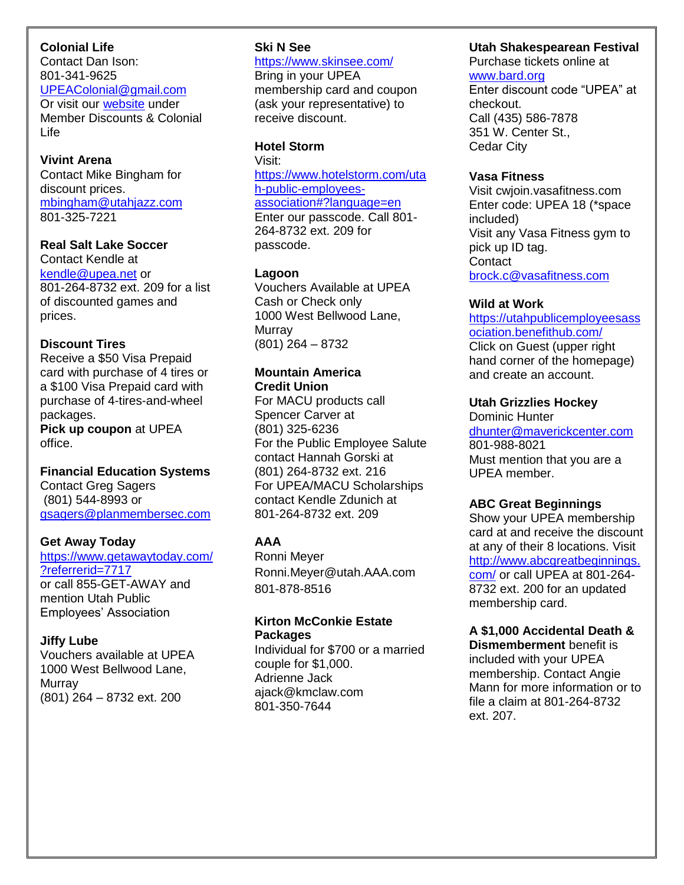**Colonial Life**
Contact Dan Ison:
801-341-9625
UPEAColonial@gmail.com
Or visit our website under Member Discounts & Colonial Life

**Vivint Arena**
Contact Mike Bingham for discount prices.
mbingham@utahjazz.com
801-325-7221

**Real Salt Lake Soccer**
Contact Kendle at kendle@upea.net or 801-264-8732 ext. 209 for a list of discounted games and prices.

**Discount Tires**
Receive a $50 Visa Prepaid card with purchase of 4 tires or a $100 Visa Prepaid card with purchase of 4-tires-and-wheel packages.
**Pick up coupon** at UPEA office.

**Financial Education Systems**
Contact Greg Sagers
(801) 544-8993 or
gsagers@planmembersec.com

**Get Away Today**
https://www.getawaytoday.com/?referrerid=7717
or call 855-GET-AWAY and mention Utah Public Employees' Association

**Jiffy Lube**
Vouchers available at UPEA
1000 West Bellwood Lane, Murray
(801) 264 – 8732 ext. 200

**Ski N See**
https://www.skinsee.com/
Bring in your UPEA membership card and coupon (ask your representative) to receive discount.

**Hotel Storm**
Visit:
https://www.hotelstorm.com/utah-public-employees-association#?language=en
Enter our passcode. Call 801-264-8732 ext. 209 for passcode.

**Lagoon**
Vouchers Available at UPEA
Cash or Check only
1000 West Bellwood Lane, Murray
(801) 264 – 8732

**Mountain America Credit Union**
For MACU products call Spencer Carver at
(801) 325-6236
For the Public Employee Salute contact Hannah Gorski at
(801) 264-8732 ext. 216
For UPEA/MACU Scholarships contact Kendle Zdunich at 801-264-8732 ext. 209

**AAA**
Ronni Meyer
Ronni.Meyer@utah.AAA.com
801-878-8516

**Kirton McConkie Estate Packages**
Individual for $700 or a married couple for $1,000.
Adrienne Jack
ajack@kmclaw.com
801-350-7644

**Utah Shakespearean Festival**
Purchase tickets online at www.bard.org
Enter discount code "UPEA" at checkout.
Call (435) 586-7878
351 W. Center St.,
Cedar City

**Vasa Fitness**
Visit cwjoin.vasafitness.com
Enter code: UPEA 18 (*space included)
Visit any Vasa Fitness gym to pick up ID tag.
Contact
brock.c@vasafitness.com

**Wild at Work**
https://utahpublicemployeesassociation.benefithub.com/
Click on Guest (upper right hand corner of the homepage) and create an account.

**Utah Grizzlies Hockey**
Dominic Hunter
dhunter@maverickcenter.com
801-988-8021
Must mention that you are a UPEA member.

**ABC Great Beginnings**
Show your UPEA membership card at and receive the discount at any of their 8 locations. Visit http://www.abcgreatbeginnings.com/ or call UPEA at 801-264-8732 ext. 200 for an updated membership card.

**A $1,000 Accidental Death & Dismemberment** benefit is included with your UPEA membership. Contact Angie Mann for more information or to file a claim at 801-264-8732 ext. 207.